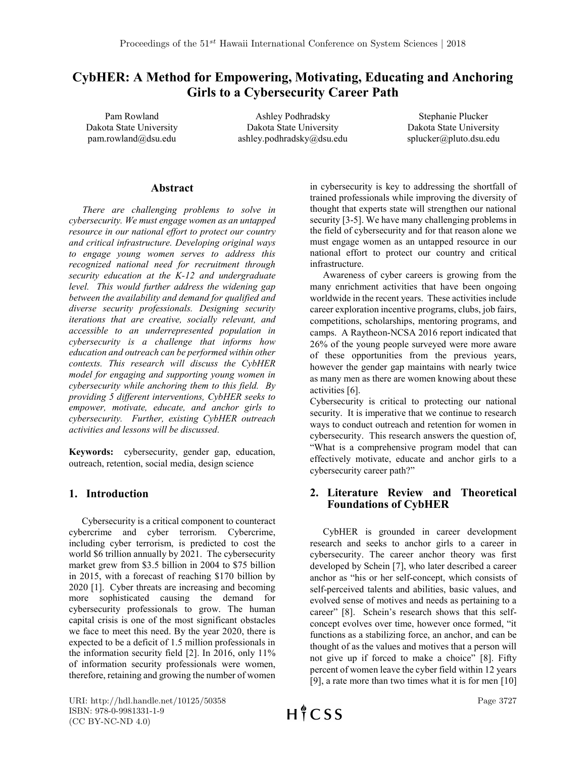# CybHER: A Method for Empowering, Motivating, Educating and Anchoring Girls to a Cybersecurity Career Path

Pam Rowland
Dakota State University
pam.rowland@dsu.edu

Ashley Podhradsky
Dakota State University
ashley.podhradsky@dsu.edu

Stephanie Plucker
Dakota State University
splucker@pluto.dsu.edu

## Abstract

*There are challenging problems to solve in cybersecurity. We must engage women as an untapped resource in our national effort to protect our country and critical infrastructure. Developing original ways to engage young women serves to address this recognized national need for recruitment through security education at the K-12 and undergraduate level. This would further address the widening gap between the availability and demand for qualified and diverse security professionals. Designing security iterations that are creative, socially relevant, and accessible to an underrepresented population in cybersecurity is a challenge that informs how education and outreach can be performed within other contexts. This research will discuss the CybHER model for engaging and supporting young women in cybersecurity while anchoring them to this field. By providing 5 different interventions, CybHER seeks to empower, motivate, educate, and anchor girls to cybersecurity. Further, existing CybHER outreach activities and lessons will be discussed.*

**Keywords:** cybersecurity, gender gap, education, outreach, retention, social media, design science

## 1. Introduction

Cybersecurity is a critical component to counteract cybercrime and cyber terrorism. Cybercrime, including cyber terrorism, is predicted to cost the world $6 trillion annually by 2021. The cybersecurity market grew from $3.5 billion in 2004 to $75 billion in 2015, with a forecast of reaching $170 billion by 2020 [1]. Cyber threats are increasing and becoming more sophisticated causing the demand for cybersecurity professionals to grow. The human capital crisis is one of the most significant obstacles we face to meet this need. By the year 2020, there is expected to be a deficit of 1.5 million professionals in the information security field [2]. In 2016, only 11% of information security professionals were women, therefore, retaining and growing the number of women in cybersecurity is key to addressing the shortfall of trained professionals while improving the diversity of thought that experts state will strengthen our national security [3-5]. We have many challenging problems in the field of cybersecurity and for that reason alone we must engage women as an untapped resource in our national effort to protect our country and critical infrastructure.

Awareness of cyber careers is growing from the many enrichment activities that have been ongoing worldwide in the recent years. These activities include career exploration incentive programs, clubs, job fairs, competitions, scholarships, mentoring programs, and camps. A Raytheon-NCSA 2016 report indicated that 26% of the young people surveyed were more aware of these opportunities from the previous years, however the gender gap maintains with nearly twice as many men as there are women knowing about these activities [6].

Cybersecurity is critical to protecting our national security. It is imperative that we continue to research ways to conduct outreach and retention for women in cybersecurity. This research answers the question of, "What is a comprehensive program model that can effectively motivate, educate and anchor girls to a cybersecurity career path?"

## 2. Literature Review and Theoretical Foundations of CybHER

CybHER is grounded in career development research and seeks to anchor girls to a career in cybersecurity. The career anchor theory was first developed by Schein [7], who later described a career anchor as "his or her self-concept, which consists of self-perceived talents and abilities, basic values, and evolved sense of motives and needs as pertaining to a career" [8]. Schein's research shows that this self-concept evolves over time, however once formed, "it functions as a stabilizing force, an anchor, and can be thought of as the values and motives that a person will not give up if forced to make a choice" [8]. Fifty percent of women leave the cyber field within 12 years [9], a rate more than two times what it is for men [10]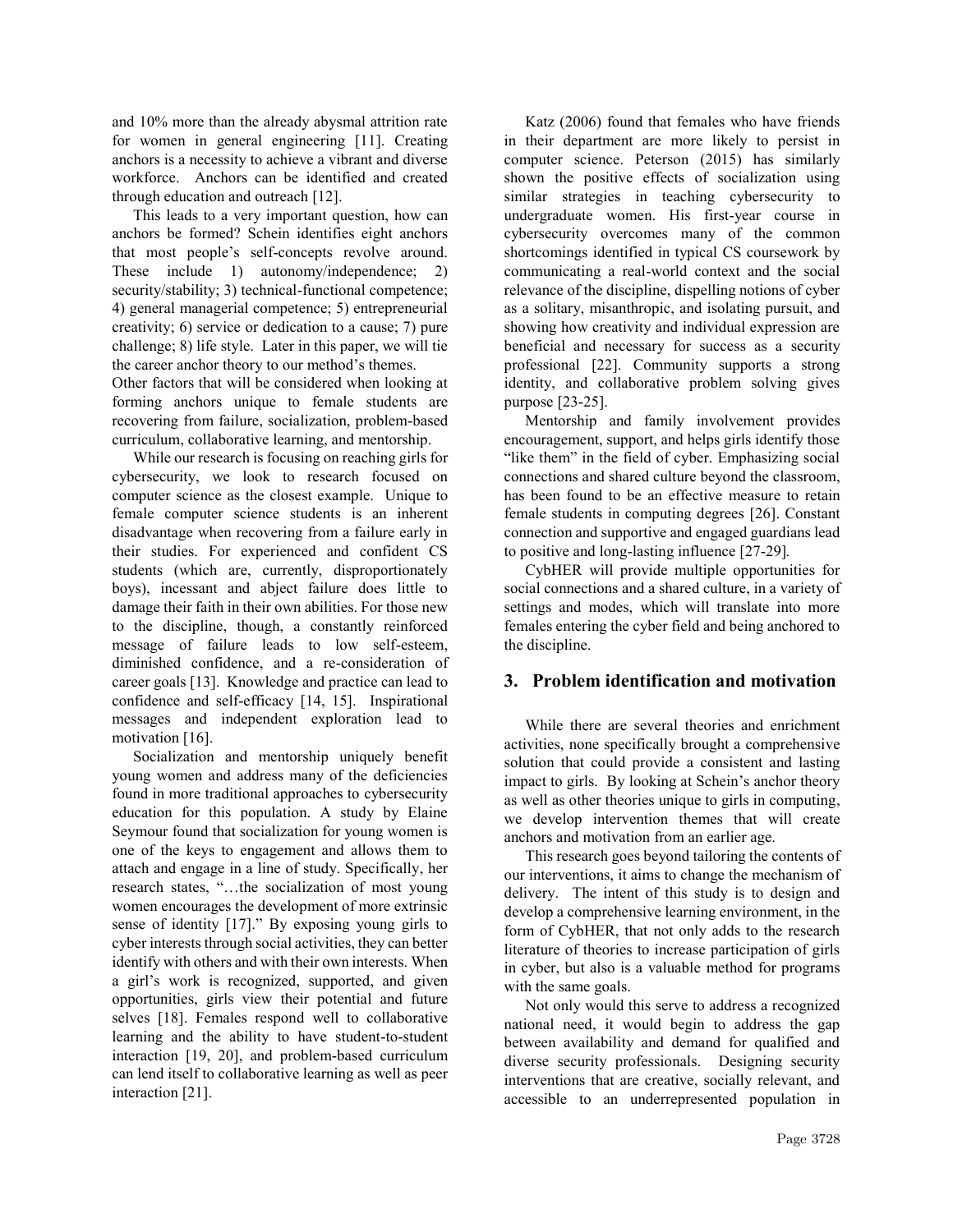and 10% more than the already abysmal attrition rate for women in general engineering [11]. Creating anchors is a necessity to achieve a vibrant and diverse workforce. Anchors can be identified and created through education and outreach [12].

This leads to a very important question, how can anchors be formed? Schein identifies eight anchors that most people's self-concepts revolve around. These include 1) autonomy/independence; 2) security/stability; 3) technical-functional competence; 4) general managerial competence; 5) entrepreneurial creativity; 6) service or dedication to a cause; 7) pure challenge; 8) life style. Later in this paper, we will tie the career anchor theory to our method's themes.

Other factors that will be considered when looking at forming anchors unique to female students are recovering from failure, socialization, problem-based curriculum, collaborative learning, and mentorship.

While our research is focusing on reaching girls for cybersecurity, we look to research focused on computer science as the closest example. Unique to female computer science students is an inherent disadvantage when recovering from a failure early in their studies. For experienced and confident CS students (which are, currently, disproportionately boys), incessant and abject failure does little to damage their faith in their own abilities. For those new to the discipline, though, a constantly reinforced message of failure leads to low self-esteem, diminished confidence, and a re-consideration of career goals [13]. Knowledge and practice can lead to confidence and self-efficacy [14, 15]. Inspirational messages and independent exploration lead to motivation [16].

Socialization and mentorship uniquely benefit young women and address many of the deficiencies found in more traditional approaches to cybersecurity education for this population. A study by Elaine Seymour found that socialization for young women is one of the keys to engagement and allows them to attach and engage in a line of study. Specifically, her research states, "…the socialization of most young women encourages the development of more extrinsic sense of identity [17]." By exposing young girls to cyber interests through social activities, they can better identify with others and with their own interests. When a girl's work is recognized, supported, and given opportunities, girls view their potential and future selves [18]. Females respond well to collaborative learning and the ability to have student-to-student interaction [19, 20], and problem-based curriculum can lend itself to collaborative learning as well as peer interaction [21].

Katz (2006) found that females who have friends in their department are more likely to persist in computer science. Peterson (2015) has similarly shown the positive effects of socialization using similar strategies in teaching cybersecurity to undergraduate women. His first-year course in cybersecurity overcomes many of the common shortcomings identified in typical CS coursework by communicating a real-world context and the social relevance of the discipline, dispelling notions of cyber as a solitary, misanthropic, and isolating pursuit, and showing how creativity and individual expression are beneficial and necessary for success as a security professional [22]. Community supports a strong identity, and collaborative problem solving gives purpose [23-25].

Mentorship and family involvement provides encouragement, support, and helps girls identify those "like them" in the field of cyber. Emphasizing social connections and shared culture beyond the classroom, has been found to be an effective measure to retain female students in computing degrees [26]. Constant connection and supportive and engaged guardians lead to positive and long-lasting influence [27-29].

CybHER will provide multiple opportunities for social connections and a shared culture, in a variety of settings and modes, which will translate into more females entering the cyber field and being anchored to the discipline.

## 3. Problem identification and motivation

While there are several theories and enrichment activities, none specifically brought a comprehensive solution that could provide a consistent and lasting impact to girls. By looking at Schein's anchor theory as well as other theories unique to girls in computing, we develop intervention themes that will create anchors and motivation from an earlier age.

This research goes beyond tailoring the contents of our interventions, it aims to change the mechanism of delivery. The intent of this study is to design and develop a comprehensive learning environment, in the form of CybHER, that not only adds to the research literature of theories to increase participation of girls in cyber, but also is a valuable method for programs with the same goals.

Not only would this serve to address a recognized national need, it would begin to address the gap between availability and demand for qualified and diverse security professionals. Designing security interventions that are creative, socially relevant, and accessible to an underrepresented population in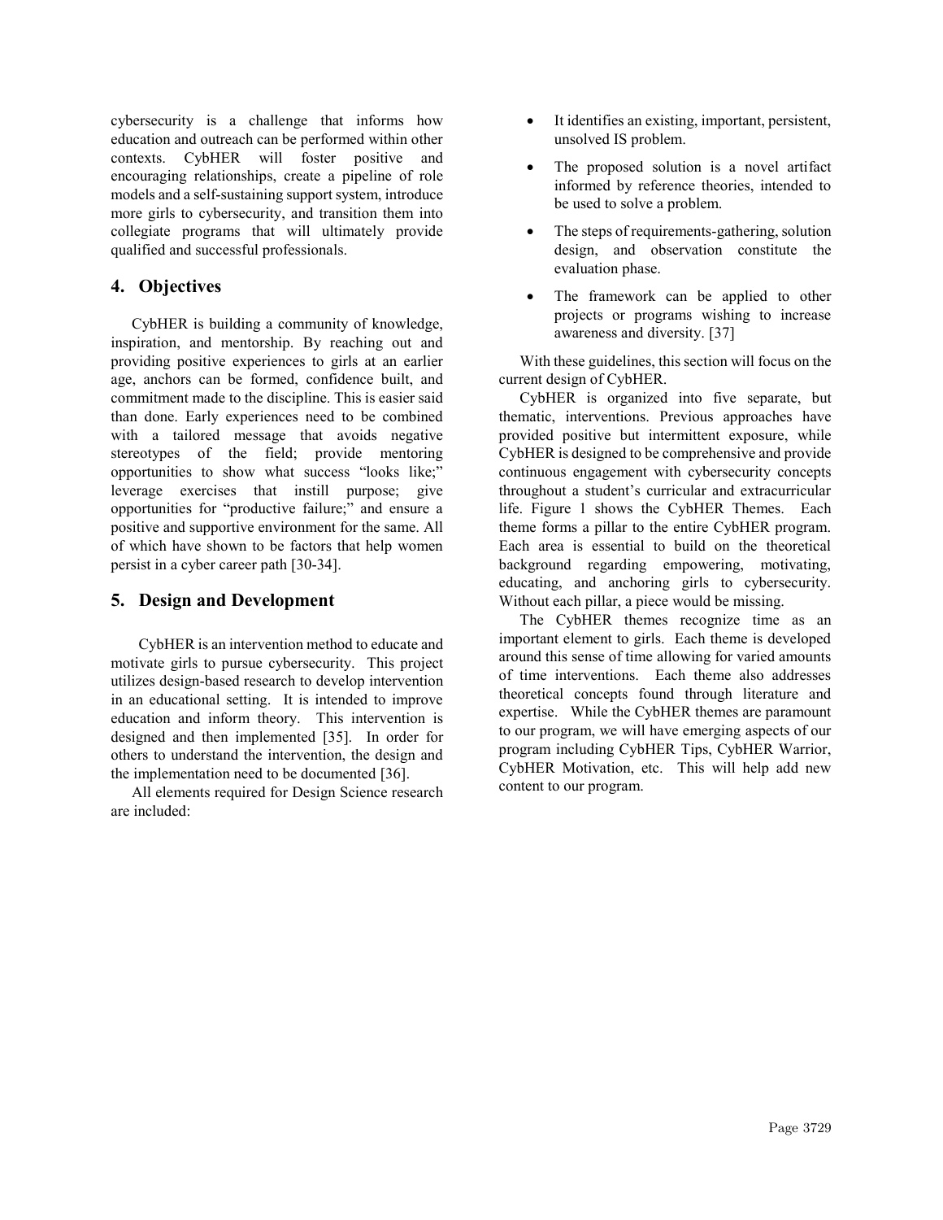cybersecurity is a challenge that informs how education and outreach can be performed within other contexts. CybHER will foster positive and encouraging relationships, create a pipeline of role models and a self-sustaining support system, introduce more girls to cybersecurity, and transition them into collegiate programs that will ultimately provide qualified and successful professionals.

## 4. Objectives

CybHER is building a community of knowledge, inspiration, and mentorship. By reaching out and providing positive experiences to girls at an earlier age, anchors can be formed, confidence built, and commitment made to the discipline. This is easier said than done. Early experiences need to be combined with a tailored message that avoids negative stereotypes of the field; provide mentoring opportunities to show what success "looks like;" leverage exercises that instill purpose; give opportunities for "productive failure;" and ensure a positive and supportive environment for the same. All of which have shown to be factors that help women persist in a cyber career path [30-34].

## 5. Design and Development

CybHER is an intervention method to educate and motivate girls to pursue cybersecurity. This project utilizes design-based research to develop intervention in an educational setting. It is intended to improve education and inform theory. This intervention is designed and then implemented [35]. In order for others to understand the intervention, the design and the implementation need to be documented [36].

All elements required for Design Science research are included:

- It identifies an existing, important, persistent, unsolved IS problem.
- The proposed solution is a novel artifact informed by reference theories, intended to be used to solve a problem.
- The steps of requirements-gathering, solution design, and observation constitute the evaluation phase.
- The framework can be applied to other projects or programs wishing to increase awareness and diversity. [37]

With these guidelines, this section will focus on the current design of CybHER.

CybHER is organized into five separate, but thematic, interventions. Previous approaches have provided positive but intermittent exposure, while CybHER is designed to be comprehensive and provide continuous engagement with cybersecurity concepts throughout a student's curricular and extracurricular life. Figure 1 shows the CybHER Themes. Each theme forms a pillar to the entire CybHER program. Each area is essential to build on the theoretical background regarding empowering, motivating, educating, and anchoring girls to cybersecurity. Without each pillar, a piece would be missing.

The CybHER themes recognize time as an important element to girls. Each theme is developed around this sense of time allowing for varied amounts of time interventions. Each theme also addresses theoretical concepts found through literature and expertise. While the CybHER themes are paramount to our program, we will have emerging aspects of our program including CybHER Tips, CybHER Warrior, CybHER Motivation, etc. This will help add new content to our program.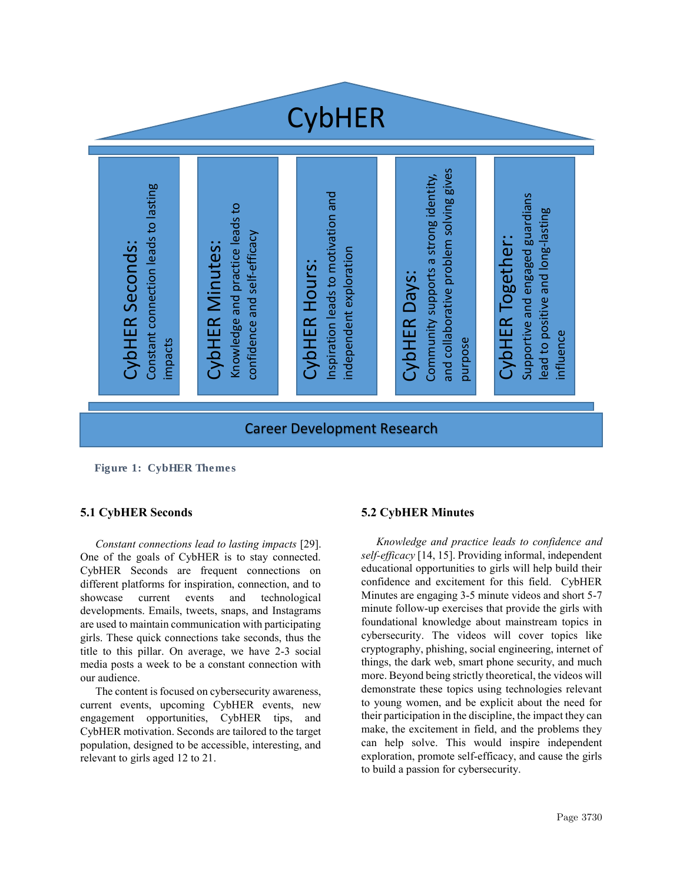CybHER

CybHER Seconds: Constant connection leads to lasting impacts

CybHER Minutes: Knowledge and practice leads to confidence and self-efficacy

CybHER Hours: Inspiration leads to motivation and independent exploration

CybHER Days: Community supports a strong identity, and collaborative problem solving gives purpose

CybHER Together: Supportive and engaged guardians lead to positive and long-lasting influence

Career Development Research

**Figure 1: CybHER Themes**

### 5.1 CybHER Seconds

*Constant connections lead to lasting impacts* [29]. One of the goals of CybHER is to stay connected. CybHER Seconds are frequent connections on different platforms for inspiration, connection, and to showcase current events and technological developments. Emails, tweets, snaps, and Instagrams are used to maintain communication with participating girls. These quick connections take seconds, thus the title to this pillar. On average, we have 2-3 social media posts a week to be a constant connection with our audience.

The content is focused on cybersecurity awareness, current events, upcoming CybHER events, new engagement opportunities, CybHER tips, and CybHER motivation. Seconds are tailored to the target population, designed to be accessible, interesting, and relevant to girls aged 12 to 21.

### 5.2 CybHER Minutes

*Knowledge and practice leads to confidence and self-efficacy* [14, 15]. Providing informal, independent educational opportunities to girls will help build their confidence and excitement for this field. CybHER Minutes are engaging 3-5 minute videos and short 5-7 minute follow-up exercises that provide the girls with foundational knowledge about mainstream topics in cybersecurity. The videos will cover topics like cryptography, phishing, social engineering, internet of things, the dark web, smart phone security, and much more. Beyond being strictly theoretical, the videos will demonstrate these topics using technologies relevant to young women, and be explicit about the need for their participation in the discipline, the impact they can make, the excitement in field, and the problems they can help solve. This would inspire independent exploration, promote self-efficacy, and cause the girls to build a passion for cybersecurity.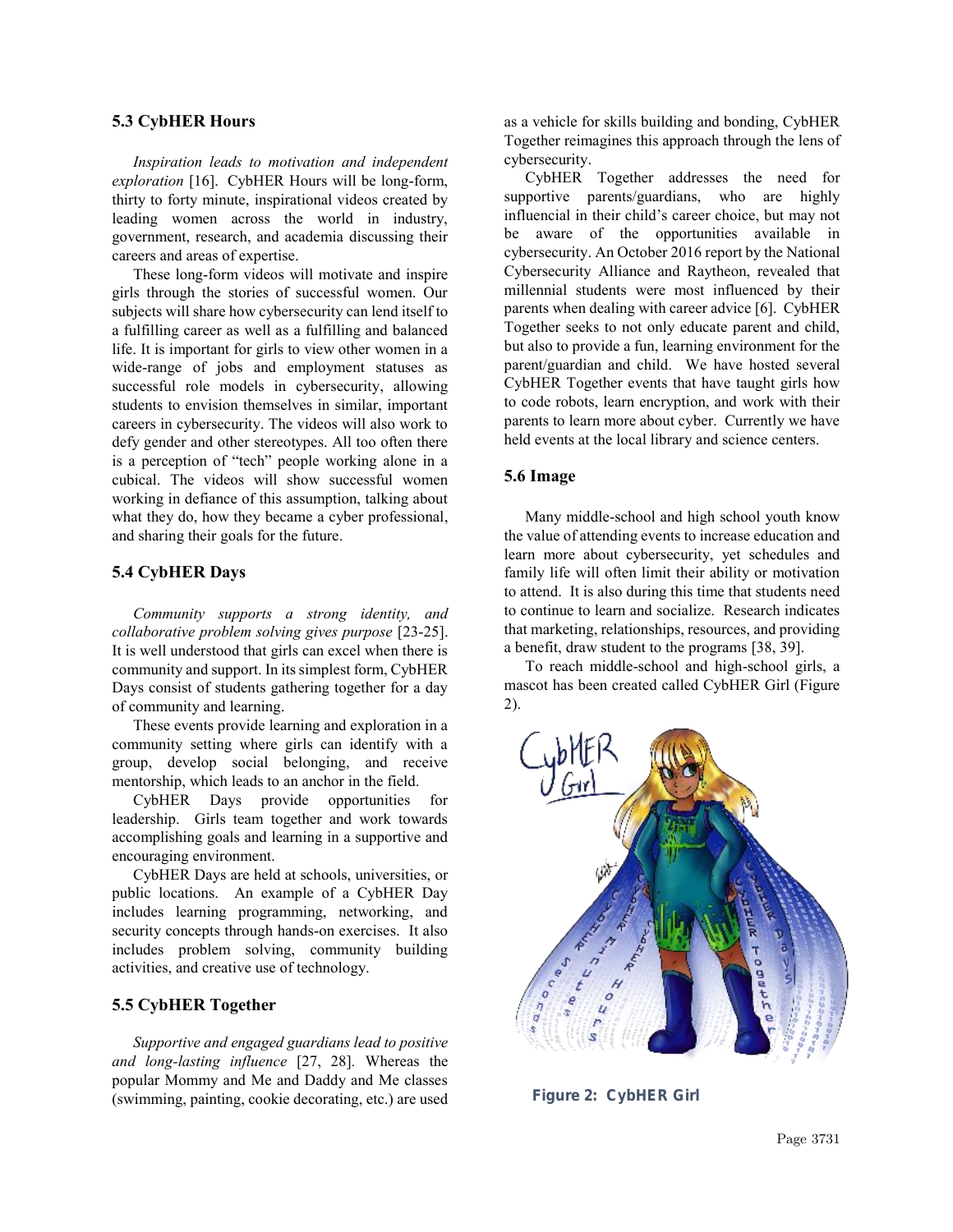### 5.3 CybHER Hours

*Inspiration leads to motivation and independent exploration* [16]. CybHER Hours will be long-form, thirty to forty minute, inspirational videos created by leading women across the world in industry, government, research, and academia discussing their careers and areas of expertise.

These long-form videos will motivate and inspire girls through the stories of successful women. Our subjects will share how cybersecurity can lend itself to a fulfilling career as well as a fulfilling and balanced life. It is important for girls to view other women in a wide-range of jobs and employment statuses as successful role models in cybersecurity, allowing students to envision themselves in similar, important careers in cybersecurity. The videos will also work to defy gender and other stereotypes. All too often there is a perception of "tech" people working alone in a cubical. The videos will show successful women working in defiance of this assumption, talking about what they do, how they became a cyber professional, and sharing their goals for the future.

### 5.4 CybHER Days

*Community supports a strong identity, and collaborative problem solving gives purpose* [23-25]. It is well understood that girls can excel when there is community and support. In its simplest form, CybHER Days consist of students gathering together for a day of community and learning.

These events provide learning and exploration in a community setting where girls can identify with a group, develop social belonging, and receive mentorship, which leads to an anchor in the field.

CybHER Days provide opportunities for leadership. Girls team together and work towards accomplishing goals and learning in a supportive and encouraging environment.

CybHER Days are held at schools, universities, or public locations. An example of a CybHER Day includes learning programming, networking, and security concepts through hands-on exercises. It also includes problem solving, community building activities, and creative use of technology.

### 5.5 CybHER Together

*Supportive and engaged guardians lead to positive and long-lasting influence* [27, 28]. Whereas the popular Mommy and Me and Daddy and Me classes (swimming, painting, cookie decorating, etc.) are used as a vehicle for skills building and bonding, CybHER Together reimagines this approach through the lens of cybersecurity.

CybHER Together addresses the need for supportive parents/guardians, who are highly influencial in their child's career choice, but may not be aware of the opportunities available in cybersecurity. An October 2016 report by the National Cybersecurity Alliance and Raytheon, revealed that millennial students were most influenced by their parents when dealing with career advice [6]. CybHER Together seeks to not only educate parent and child, but also to provide a fun, learning environment for the parent/guardian and child. We have hosted several CybHER Together events that have taught girls how to code robots, learn encryption, and work with their parents to learn more about cyber. Currently we have held events at the local library and science centers.

### 5.6 Image

Many middle-school and high school youth know the value of attending events to increase education and learn more about cybersecurity, yet schedules and family life will often limit their ability or motivation to attend. It is also during this time that students need to continue to learn and socialize. Research indicates that marketing, relationships, resources, and providing a benefit, draw student to the programs [38, 39].

To reach middle-school and high-school girls, a mascot has been created called CybHER Girl (Figure 2).

**Figure 2: CybHER Girl**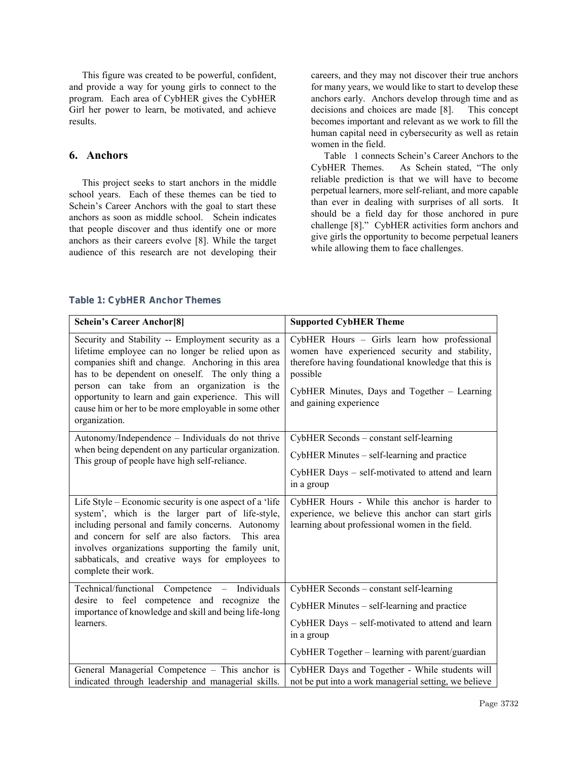This figure was created to be powerful, confident, and provide a way for young girls to connect to the program. Each area of CybHER gives the CybHER Girl her power to learn, be motivated, and achieve results.

## 6. Anchors

This project seeks to start anchors in the middle school years. Each of these themes can be tied to Schein's Career Anchors with the goal to start these anchors as soon as middle school. Schein indicates that people discover and thus identify one or more anchors as their careers evolve [8]. While the target audience of this research are not developing their careers, and they may not discover their true anchors for many years, we would like to start to develop these anchors early. Anchors develop through time and as decisions and choices are made [8]. This concept becomes important and relevant as we work to fill the human capital need in cybersecurity as well as retain women in the field.

Table 1 connects Schein's Career Anchors to the CybHER Themes. As Schein stated, "The only reliable prediction is that we will have to become perpetual learners, more self-reliant, and more capable than ever in dealing with surprises of all sorts. It should be a field day for those anchored in pure challenge [8]." CybHER activities form anchors and give girls the opportunity to become perpetual leaners while allowing them to face challenges.

**Table 1: CybHER Anchor Themes**

| Schein's Career Anchor[8] | Supported CybHER Theme |
|---|---|
| Security and Stability -- Employment security as a lifetime employee can no longer be relied upon as companies shift and change. Anchoring in this area has to be dependent on oneself. The only thing a person can take from an organization is the opportunity to learn and gain experience. This will cause him or her to be more employable in some other organization. | CybHER Hours – Girls learn how professional women have experienced security and stability, therefore having foundational knowledge that this is possible<br><br>CybHER Minutes, Days and Together – Learning and gaining experience |
| Autonomy/Independence – Individuals do not thrive when being dependent on any particular organization. This group of people have high self-reliance. | CybHER Seconds – constant self-learning<br><br>CybHER Minutes – self-learning and practice<br><br>CybHER Days – self-motivated to attend and learn in a group |
| Life Style – Economic security is one aspect of a 'life system', which is the larger part of life-style, including personal and family concerns. Autonomy and concern for self are also factors. This area involves organizations supporting the family unit, sabbaticals, and creative ways for employees to complete their work. | CybHER Hours - While this anchor is harder to experience, we believe this anchor can start girls learning about professional women in the field. |
| Technical/functional Competence – Individuals desire to feel competence and recognize the importance of knowledge and skill and being life-long learners. | CybHER Seconds – constant self-learning<br><br>CybHER Minutes – self-learning and practice<br><br>CybHER Days – self-motivated to attend and learn in a group<br><br>CybHER Together – learning with parent/guardian |
| General Managerial Competence – This anchor is indicated through leadership and managerial skills. | CybHER Days and Together - While students will not be put into a work managerial setting, we believe |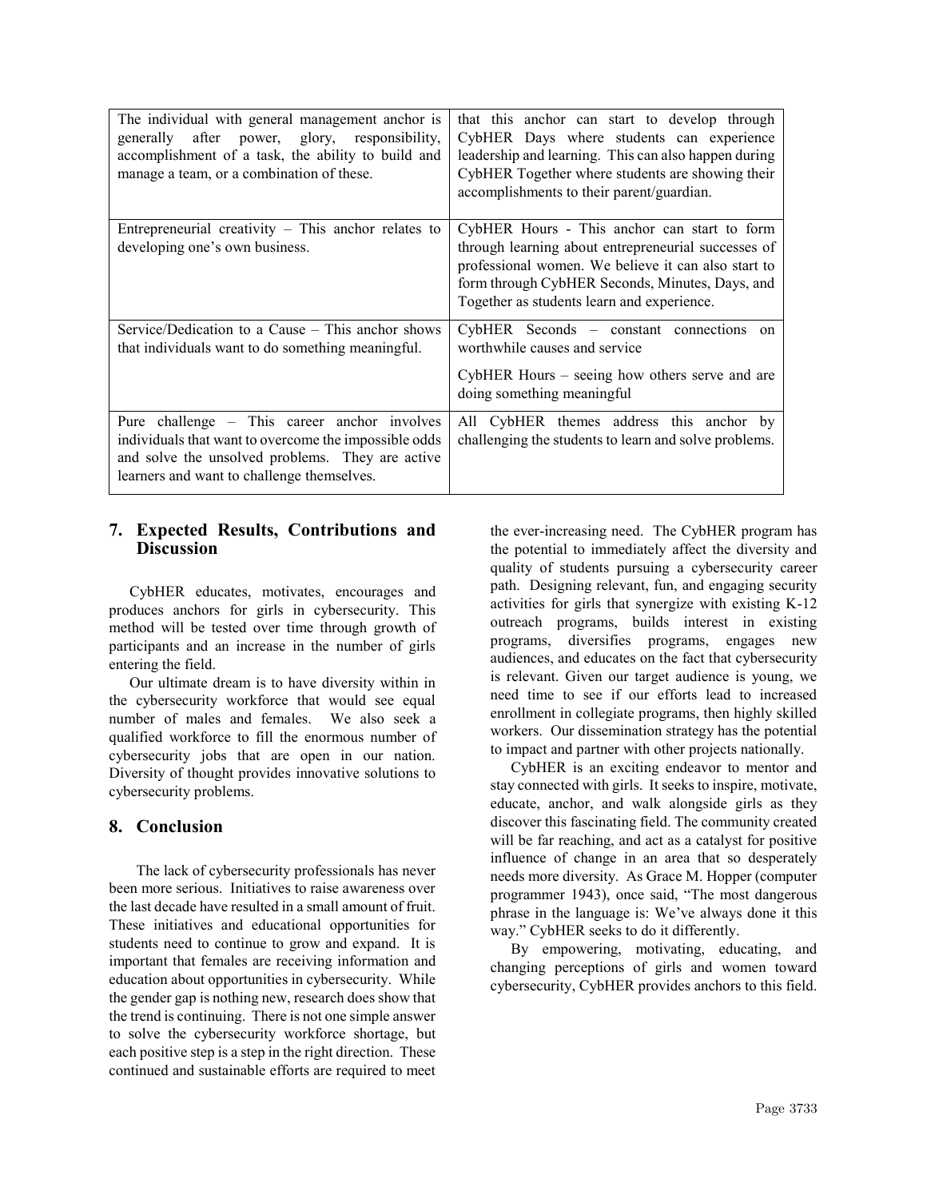| | |
|---|---|
| The individual with general management anchor is generally after power, glory, responsibility, accomplishment of a task, the ability to build and manage a team, or a combination of these. | that this anchor can start to develop through CybHER Days where students can experience leadership and learning. This can also happen during CybHER Together where students are showing their accomplishments to their parent/guardian. |
| Entrepreneurial creativity – This anchor relates to developing one's own business. | CybHER Hours - This anchor can start to form through learning about entrepreneurial successes of professional women. We believe it can also start to form through CybHER Seconds, Minutes, Days, and Together as students learn and experience. |
| Service/Dedication to a Cause – This anchor shows that individuals want to do something meaningful. | CybHER Seconds – constant connections on worthwhile causes and service<br><br>CybHER Hours – seeing how others serve and are doing something meaningful |
| Pure challenge – This career anchor involves individuals that want to overcome the impossible odds and solve the unsolved problems. They are active learners and want to challenge themselves. | All CybHER themes address this anchor by challenging the students to learn and solve problems. |

## 7. Expected Results, Contributions and Discussion

CybHER educates, motivates, encourages and produces anchors for girls in cybersecurity. This method will be tested over time through growth of participants and an increase in the number of girls entering the field.

Our ultimate dream is to have diversity within in the cybersecurity workforce that would see equal number of males and females. We also seek a qualified workforce to fill the enormous number of cybersecurity jobs that are open in our nation. Diversity of thought provides innovative solutions to cybersecurity problems.

## 8. Conclusion

The lack of cybersecurity professionals has never been more serious. Initiatives to raise awareness over the last decade have resulted in a small amount of fruit. These initiatives and educational opportunities for students need to continue to grow and expand. It is important that females are receiving information and education about opportunities in cybersecurity. While the gender gap is nothing new, research does show that the trend is continuing. There is not one simple answer to solve the cybersecurity workforce shortage, but each positive step is a step in the right direction. These continued and sustainable efforts are required to meet the ever-increasing need. The CybHER program has the potential to immediately affect the diversity and quality of students pursuing a cybersecurity career path. Designing relevant, fun, and engaging security activities for girls that synergize with existing K-12 outreach programs, builds interest in existing programs, diversifies programs, engages new audiences, and educates on the fact that cybersecurity is relevant. Given our target audience is young, we need time to see if our efforts lead to increased enrollment in collegiate programs, then highly skilled workers. Our dissemination strategy has the potential to impact and partner with other projects nationally.

CybHER is an exciting endeavor to mentor and stay connected with girls. It seeks to inspire, motivate, educate, anchor, and walk alongside girls as they discover this fascinating field. The community created will be far reaching, and act as a catalyst for positive influence of change in an area that so desperately needs more diversity. As Grace M. Hopper (computer programmer 1943), once said, "The most dangerous phrase in the language is: We've always done it this way." CybHER seeks to do it differently.

By empowering, motivating, educating, and changing perceptions of girls and women toward cybersecurity, CybHER provides anchors to this field.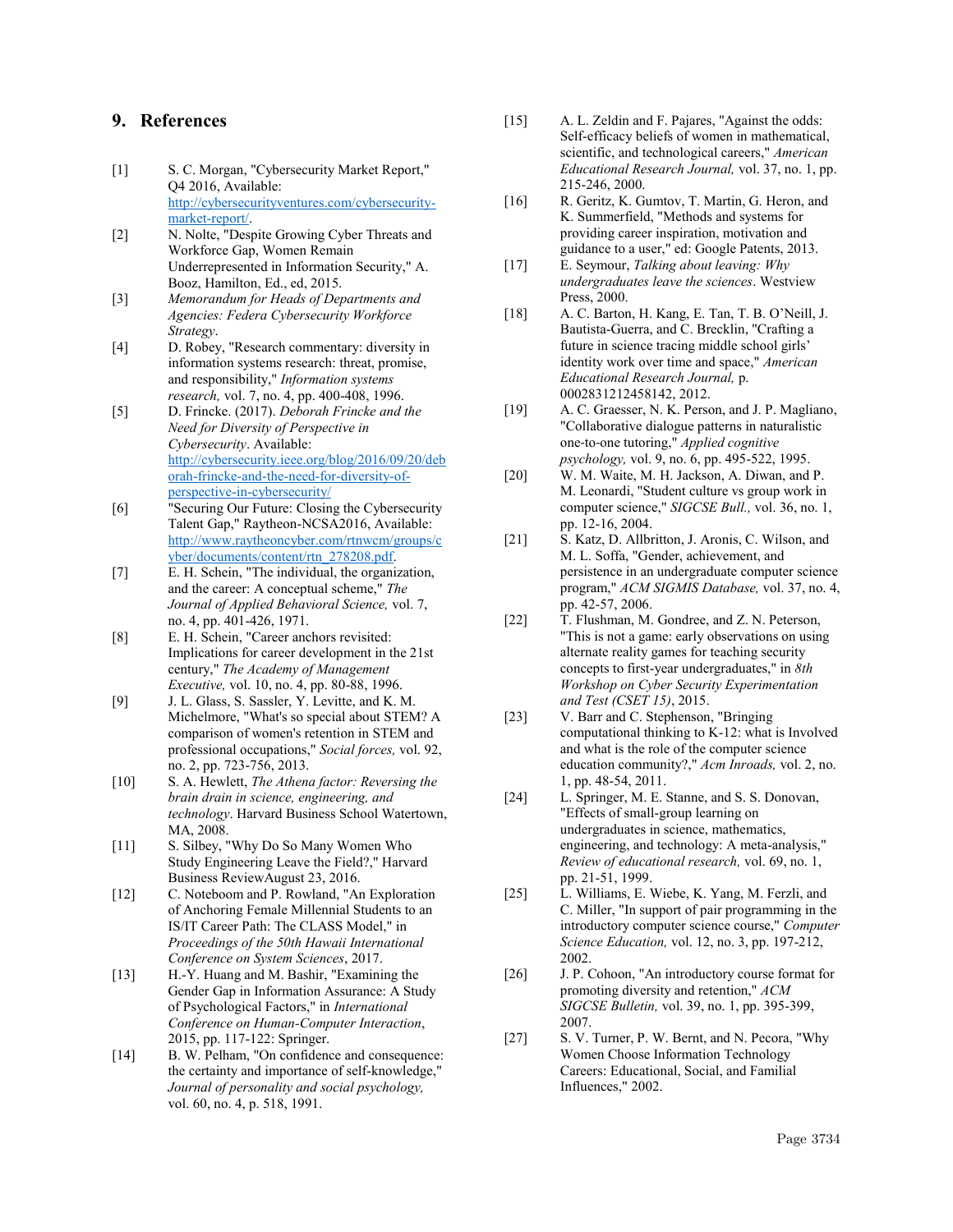## 9. References

[1] S. C. Morgan, "Cybersecurity Market Report," Q4 2016, Available: http://cybersecurityventures.com/cybersecurity-market-report/.

[2] N. Nolte, "Despite Growing Cyber Threats and Workforce Gap, Women Remain Underrepresented in Information Security," A. Booz, Hamilton, Ed., ed, 2015.

[3] *Memorandum for Heads of Departments and Agencies: Federa Cybersecurity Workforce Strategy*.

[4] D. Robey, "Research commentary: diversity in information systems research: threat, promise, and responsibility," *Information systems research,* vol. 7, no. 4, pp. 400-408, 1996.

[5] D. Frincke. (2017). *Deborah Frincke and the Need for Diversity of Perspective in Cybersecurity*. Available: http://cybersecurity.ieee.org/blog/2016/09/20/deborah-frincke-and-the-need-for-diversity-of-perspective-in-cybersecurity/

[6] "Securing Our Future: Closing the Cybersecurity Talent Gap," Raytheon-NCSA2016, Available: http://www.raytheoncyber.com/rtnwcm/groups/cyber/documents/content/rtn_278208.pdf.

[7] E. H. Schein, "The individual, the organization, and the career: A conceptual scheme," *The Journal of Applied Behavioral Science,* vol. 7, no. 4, pp. 401-426, 1971.

[8] E. H. Schein, "Career anchors revisited: Implications for career development in the 21st century," *The Academy of Management Executive,* vol. 10, no. 4, pp. 80-88, 1996.

[9] J. L. Glass, S. Sassler, Y. Levitte, and K. M. Michelmore, "What's so special about STEM? A comparison of women's retention in STEM and professional occupations," *Social forces,* vol. 92, no. 2, pp. 723-756, 2013.

[10] S. A. Hewlett, *The Athena factor: Reversing the brain drain in science, engineering, and technology*. Harvard Business School Watertown, MA, 2008.

[11] S. Silbey, "Why Do So Many Women Who Study Engineering Leave the Field?," Harvard Business ReviewAugust 23, 2016.

[12] C. Noteboom and P. Rowland, "An Exploration of Anchoring Female Millennial Students to an IS/IT Career Path: The CLASS Model," in *Proceedings of the 50th Hawaii International Conference on System Sciences*, 2017.

[13] H.-Y. Huang and M. Bashir, "Examining the Gender Gap in Information Assurance: A Study of Psychological Factors," in *International Conference on Human-Computer Interaction*, 2015, pp. 117-122: Springer.

[14] B. W. Pelham, "On confidence and consequence: the certainty and importance of self-knowledge," *Journal of personality and social psychology,* vol. 60, no. 4, p. 518, 1991.

[15] A. L. Zeldin and F. Pajares, "Against the odds: Self-efficacy beliefs of women in mathematical, scientific, and technological careers," *American Educational Research Journal,* vol. 37, no. 1, pp. 215-246, 2000.

[16] R. Geritz, K. Gumtov, T. Martin, G. Heron, and K. Summerfield, "Methods and systems for providing career inspiration, motivation and guidance to a user," ed: Google Patents, 2013.

[17] E. Seymour, *Talking about leaving: Why undergraduates leave the sciences*. Westview Press, 2000.

[18] A. C. Barton, H. Kang, E. Tan, T. B. O'Neill, J. Bautista-Guerra, and C. Brecklin, "Crafting a future in science tracing middle school girls' identity work over time and space," *American Educational Research Journal,* p. 0002831212458142, 2012.

[19] A. C. Graesser, N. K. Person, and J. P. Magliano, "Collaborative dialogue patterns in naturalistic one-to-one tutoring," *Applied cognitive psychology,* vol. 9, no. 6, pp. 495-522, 1995.

[20] W. M. Waite, M. H. Jackson, A. Diwan, and P. M. Leonardi, "Student culture vs group work in computer science," *SIGCSE Bull.,* vol. 36, no. 1, pp. 12-16, 2004.

[21] S. Katz, D. Allbritton, J. Aronis, C. Wilson, and M. L. Soffa, "Gender, achievement, and persistence in an undergraduate computer science program," *ACM SIGMIS Database,* vol. 37, no. 4, pp. 42-57, 2006.

[22] T. Flushman, M. Gondree, and Z. N. Peterson, "This is not a game: early observations on using alternate reality games for teaching security concepts to first-year undergraduates," in *8th Workshop on Cyber Security Experimentation and Test (CSET 15)*, 2015.

[23] V. Barr and C. Stephenson, "Bringing computational thinking to K-12: what is Involved and what is the role of the computer science education community?," *Acm Inroads,* vol. 2, no. 1, pp. 48-54, 2011.

[24] L. Springer, M. E. Stanne, and S. S. Donovan, "Effects of small-group learning on undergraduates in science, mathematics, engineering, and technology: A meta-analysis," *Review of educational research,* vol. 69, no. 1, pp. 21-51, 1999.

[25] L. Williams, E. Wiebe, K. Yang, M. Ferzli, and C. Miller, "In support of pair programming in the introductory computer science course," *Computer Science Education,* vol. 12, no. 3, pp. 197-212, 2002.

[26] J. P. Cohoon, "An introductory course format for promoting diversity and retention," *ACM SIGCSE Bulletin,* vol. 39, no. 1, pp. 395-399, 2007.

[27] S. V. Turner, P. W. Bernt, and N. Pecora, "Why Women Choose Information Technology Careers: Educational, Social, and Familial Influences," 2002.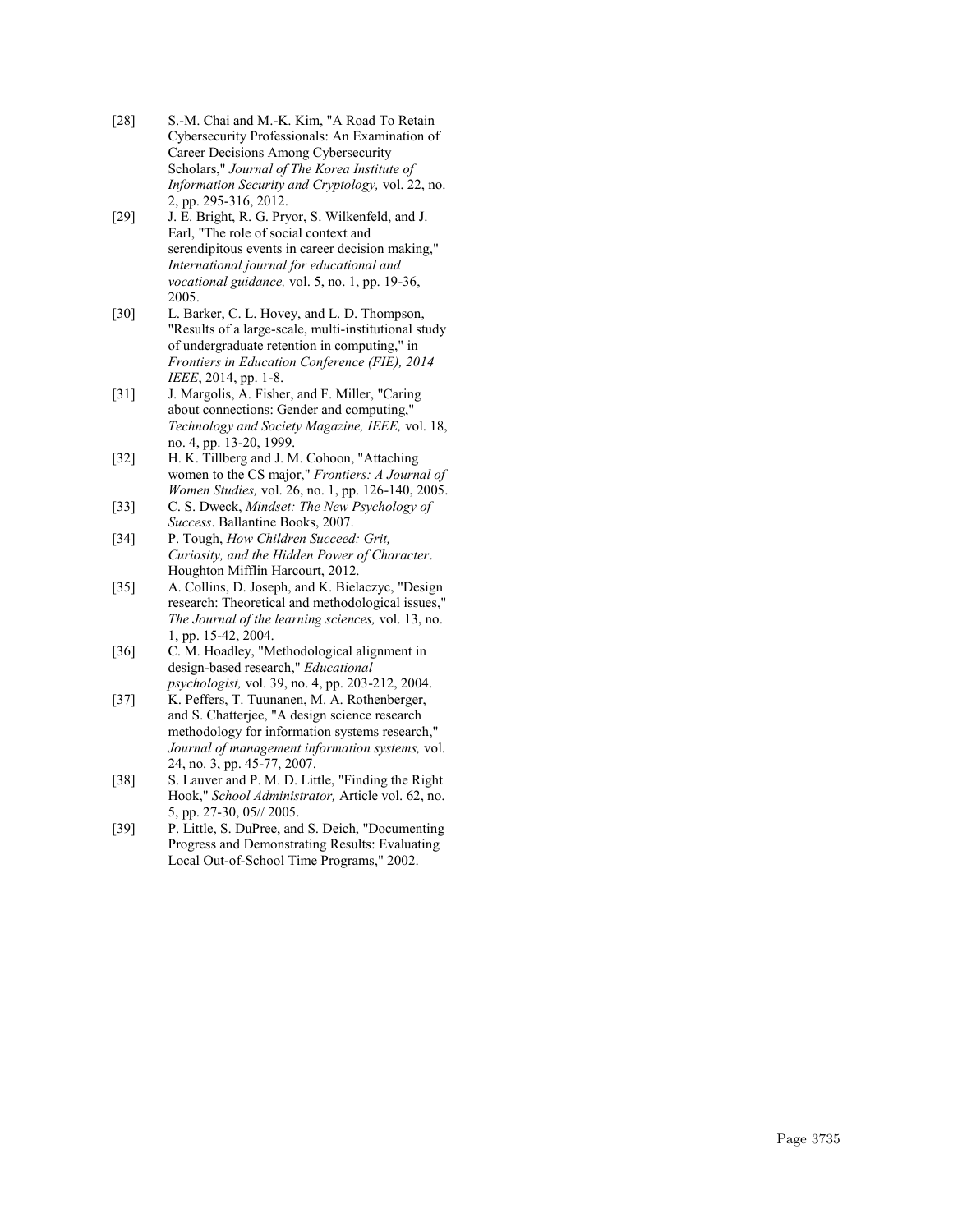[28] S.-M. Chai and M.-K. Kim, "A Road To Retain Cybersecurity Professionals: An Examination of Career Decisions Among Cybersecurity Scholars," *Journal of The Korea Institute of Information Security and Cryptology,* vol. 22, no. 2, pp. 295-316, 2012.

[29] J. E. Bright, R. G. Pryor, S. Wilkenfeld, and J. Earl, "The role of social context and serendipitous events in career decision making," *International journal for educational and vocational guidance,* vol. 5, no. 1, pp. 19-36, 2005.

[30] L. Barker, C. L. Hovey, and L. D. Thompson, "Results of a large-scale, multi-institutional study of undergraduate retention in computing," in *Frontiers in Education Conference (FIE), 2014 IEEE*, 2014, pp. 1-8.

[31] J. Margolis, A. Fisher, and F. Miller, "Caring about connections: Gender and computing," *Technology and Society Magazine, IEEE,* vol. 18, no. 4, pp. 13-20, 1999.

[32] H. K. Tillberg and J. M. Cohoon, "Attaching women to the CS major," *Frontiers: A Journal of Women Studies,* vol. 26, no. 1, pp. 126-140, 2005.

[33] C. S. Dweck, *Mindset: The New Psychology of Success*. Ballantine Books, 2007.

[34] P. Tough, *How Children Succeed: Grit, Curiosity, and the Hidden Power of Character*. Houghton Mifflin Harcourt, 2012.

[35] A. Collins, D. Joseph, and K. Bielaczyc, "Design research: Theoretical and methodological issues," *The Journal of the learning sciences,* vol. 13, no. 1, pp. 15-42, 2004.

[36] C. M. Hoadley, "Methodological alignment in design-based research," *Educational psychologist,* vol. 39, no. 4, pp. 203-212, 2004.

[37] K. Peffers, T. Tuunanen, M. A. Rothenberger, and S. Chatterjee, "A design science research methodology for information systems research," *Journal of management information systems,* vol. 24, no. 3, pp. 45-77, 2007.

[38] S. Lauver and P. M. D. Little, "Finding the Right Hook," *School Administrator,* Article vol. 62, no. 5, pp. 27-30, 05// 2005.

[39] P. Little, S. DuPree, and S. Deich, "Documenting Progress and Demonstrating Results: Evaluating Local Out-of-School Time Programs," 2002.